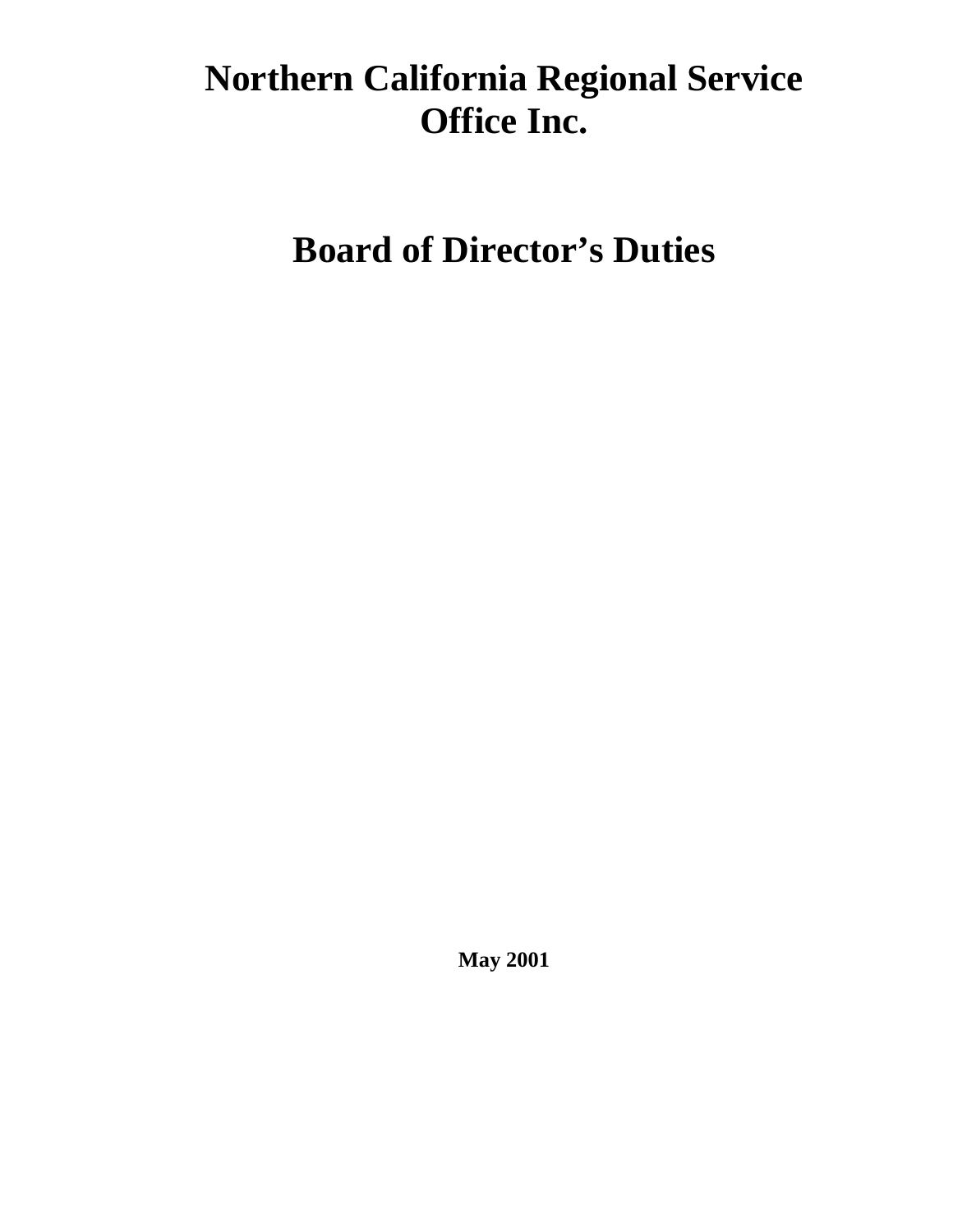# Northern California Regional Service Office Inc.

# Board of Director's Duties

**May 2001**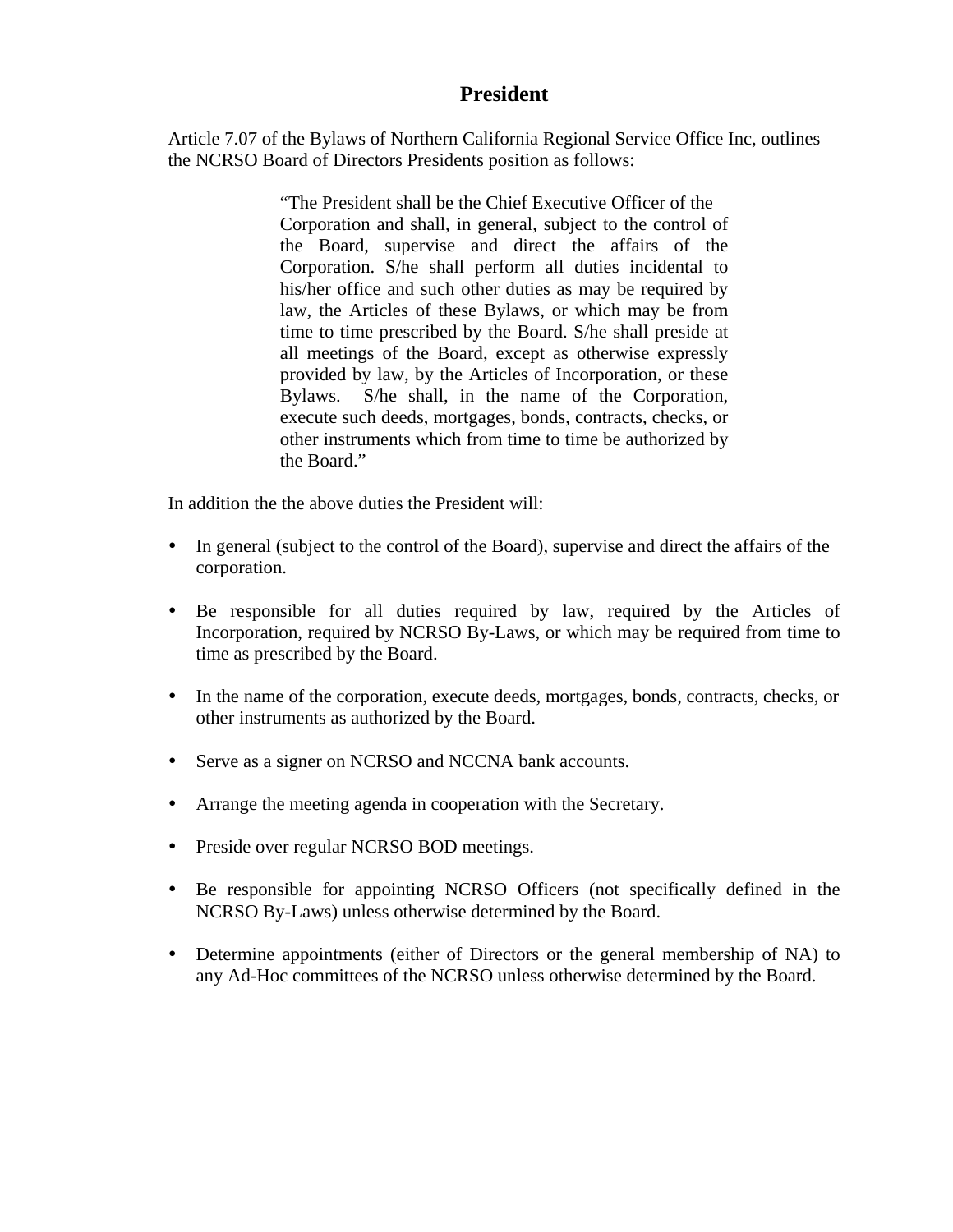# President

Article 7.07 of the Bylaws of Northern California Regional Service Office Inc, outlines the NCRSO Board of Directors Presidents position as follows:

> "The President shall be the Chief Executive Officer of the Corporation and shall, in general, subject to the control of the Board, supervise and direct the affairs of the Corporation. S/he shall perform all duties incidental to his/her office and such other duties as may be required by law, the Articles of these Bylaws, or which may be from time to time prescribed by the Board. S/he shall preside at all meetings of the Board, except as otherwise expressly provided by law, by the Articles of Incorporation, or these Bylaws. S/he shall, in the name of the Corporation, execute such deeds, mortgages, bonds, contracts, checks, or other instruments which from time to time be authorized by the Board."

In addition the the above duties the President will:

- In general (subject to the control of the Board), supervise and direct the affairs of the corporation.
- Be responsible for all duties required by law, required by the Articles of Incorporation, required by NCRSO By-Laws, or which may be required from time to time as prescribed by the Board.
- In the name of the corporation, execute deeds, mortgages, bonds, contracts, checks, or other instruments as authorized by the Board.
- Serve as a signer on NCRSO and NCCNA bank accounts.
- Arrange the meeting agenda in cooperation with the Secretary.
- Preside over regular NCRSO BOD meetings.
- Be responsible for appointing NCRSO Officers (not specifically defined in the NCRSO By-Laws) unless otherwise determined by the Board.
- Determine appointments (either of Directors or the general membership of NA) to any Ad-Hoc committees of the NCRSO unless otherwise determined by the Board.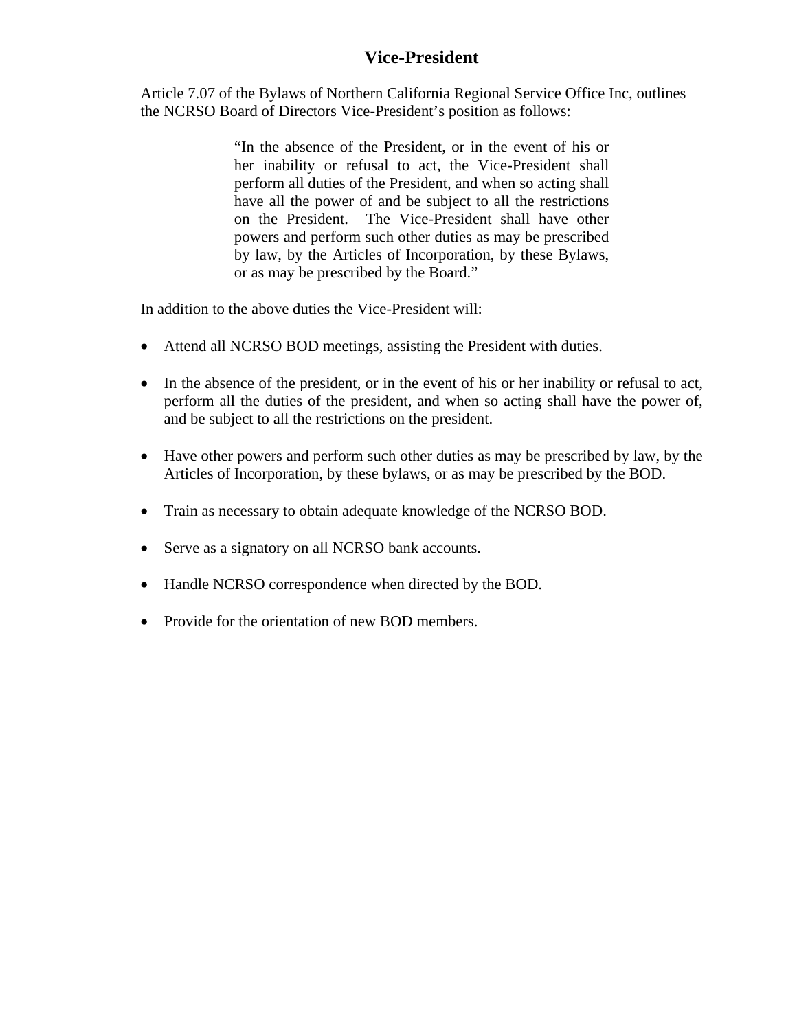# Vice-President

Article 7.07 of the Bylaws of Northern California Regional Service Office Inc, outlines the NCRSO Board of Directors Vice-President's position as follows:

> "In the absence of the President, or in the event of his or her inability or refusal to act, the Vice-President shall perform all duties of the President, and when so acting shall have all the power of and be subject to all the restrictions on the President. The Vice-President shall have other powers and perform such other duties as may be prescribed by law, by the Articles of Incorporation, by these Bylaws, or as may be prescribed by the Board."

In addition to the above duties the Vice-President will:

- Attend all NCRSO BOD meetings, assisting the President with duties.
- In the absence of the president, or in the event of his or her inability or refusal to act, perform all the duties of the president, and when so acting shall have the power of, and be subject to all the restrictions on the president.
- Have other powers and perform such other duties as may be prescribed by law, by the Articles of Incorporation, by these bylaws, or as may be prescribed by the BOD.
- Train as necessary to obtain adequate knowledge of the NCRSO BOD.
- Serve as a signatory on all NCRSO bank accounts.
- Handle NCRSO correspondence when directed by the BOD.
- Provide for the orientation of new BOD members.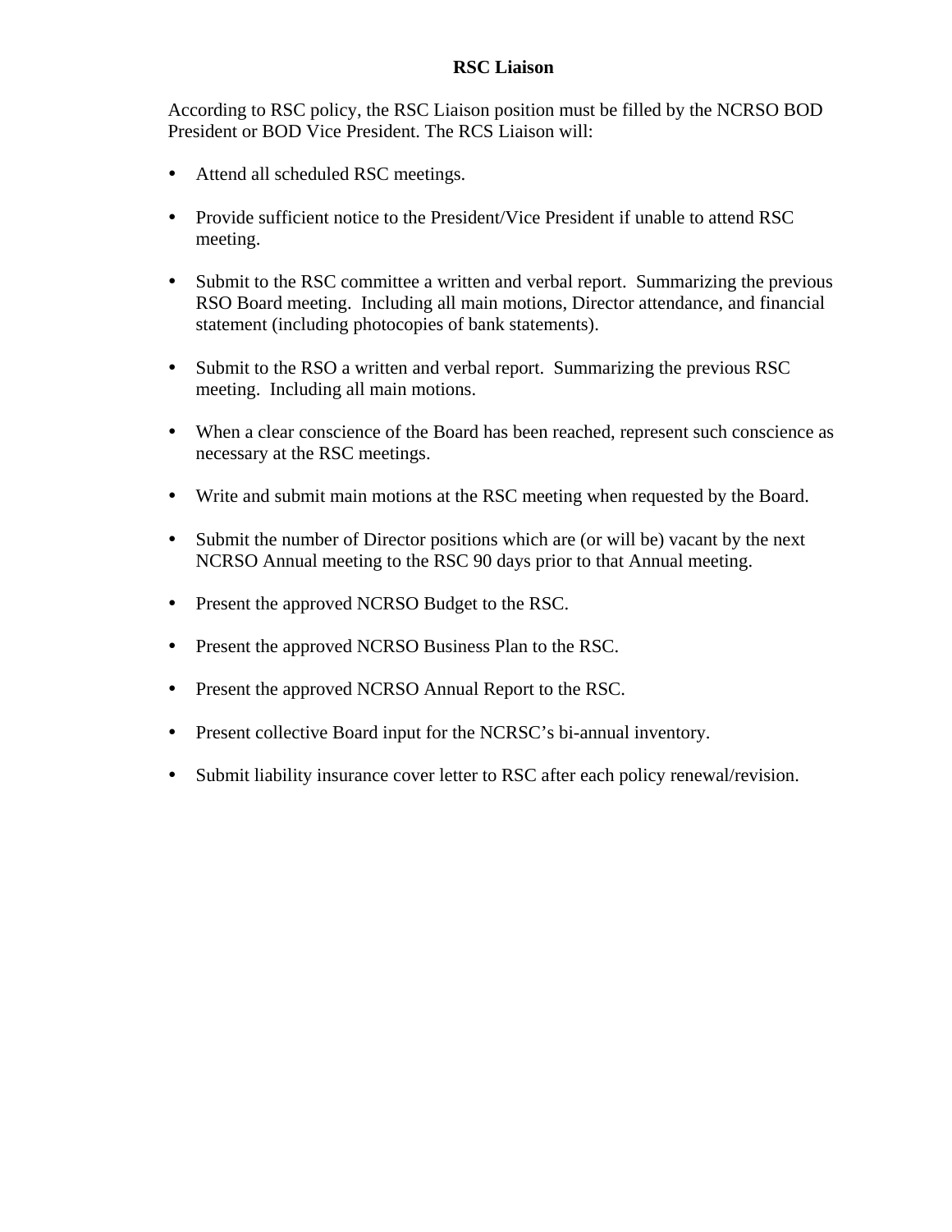**RSC Liaison**

According to RSC policy, the RSC Liaison position must be filled by the NCRSO BOD President or BOD Vice President. The RCS Liaison will:

- Attend all scheduled RSC meetings.
- Provide sufficient notice to the President/Vice President if unable to attend RSC meeting.
- Submit to the RSC committee a written and verbal report. Summarizing the previous RSO Board meeting. Including all main motions, Director attendance, and financial statement (including photocopies of bank statements).
- Submit to the RSO a written and verbal report. Summarizing the previous RSC meeting. Including all main motions.
- When a clear conscience of the Board has been reached, represent such conscience as necessary at the RSC meetings.
- Write and submit main motions at the RSC meeting when requested by the Board.
- Submit the number of Director positions which are (or will be) vacant by the next NCRSO Annual meeting to the RSC 90 days prior to that Annual meeting.
- Present the approved NCRSO Budget to the RSC.
- Present the approved NCRSO Business Plan to the RSC.
- Present the approved NCRSO Annual Report to the RSC.
- Present collective Board input for the NCRSC's bi-annual inventory.
- Submit liability insurance cover letter to RSC after each policy renewal/revision.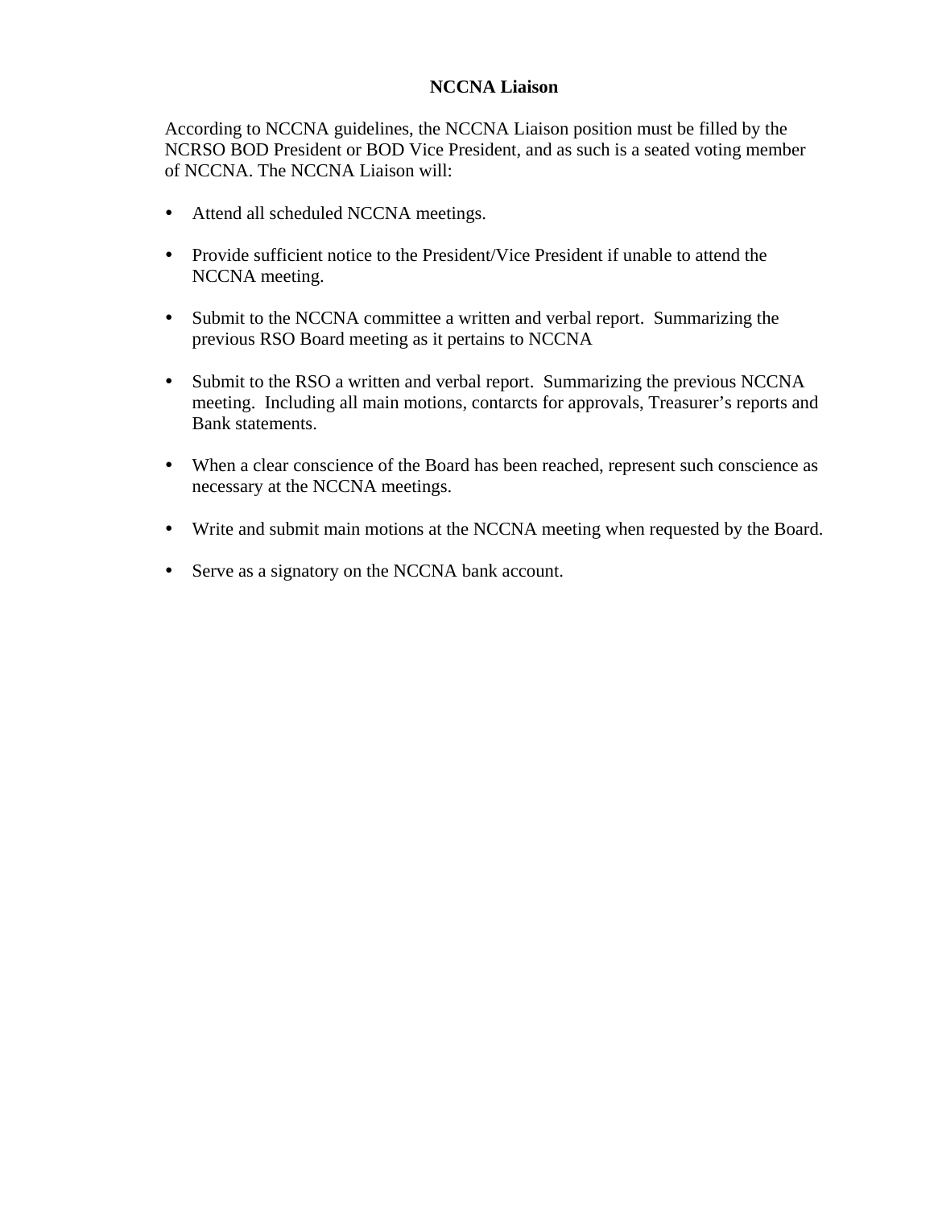# NCCNA Liaison

According to NCCNA guidelines, the NCCNA Liaison position must be filled by the NCRSO BOD President or BOD Vice President, and as such is a seated voting member of NCCNA. The NCCNA Liaison will:

- Attend all scheduled NCCNA meetings.
- Provide sufficient notice to the President/Vice President if unable to attend the NCCNA meeting.
- Submit to the NCCNA committee a written and verbal report. Summarizing the previous RSO Board meeting as it pertains to NCCNA
- Submit to the RSO a written and verbal report. Summarizing the previous NCCNA meeting. Including all main motions, contarcts for approvals, Treasurer's reports and Bank statements.
- When a clear conscience of the Board has been reached, represent such conscience as necessary at the NCCNA meetings.
- Write and submit main motions at the NCCNA meeting when requested by the Board.
- Serve as a signatory on the NCCNA bank account.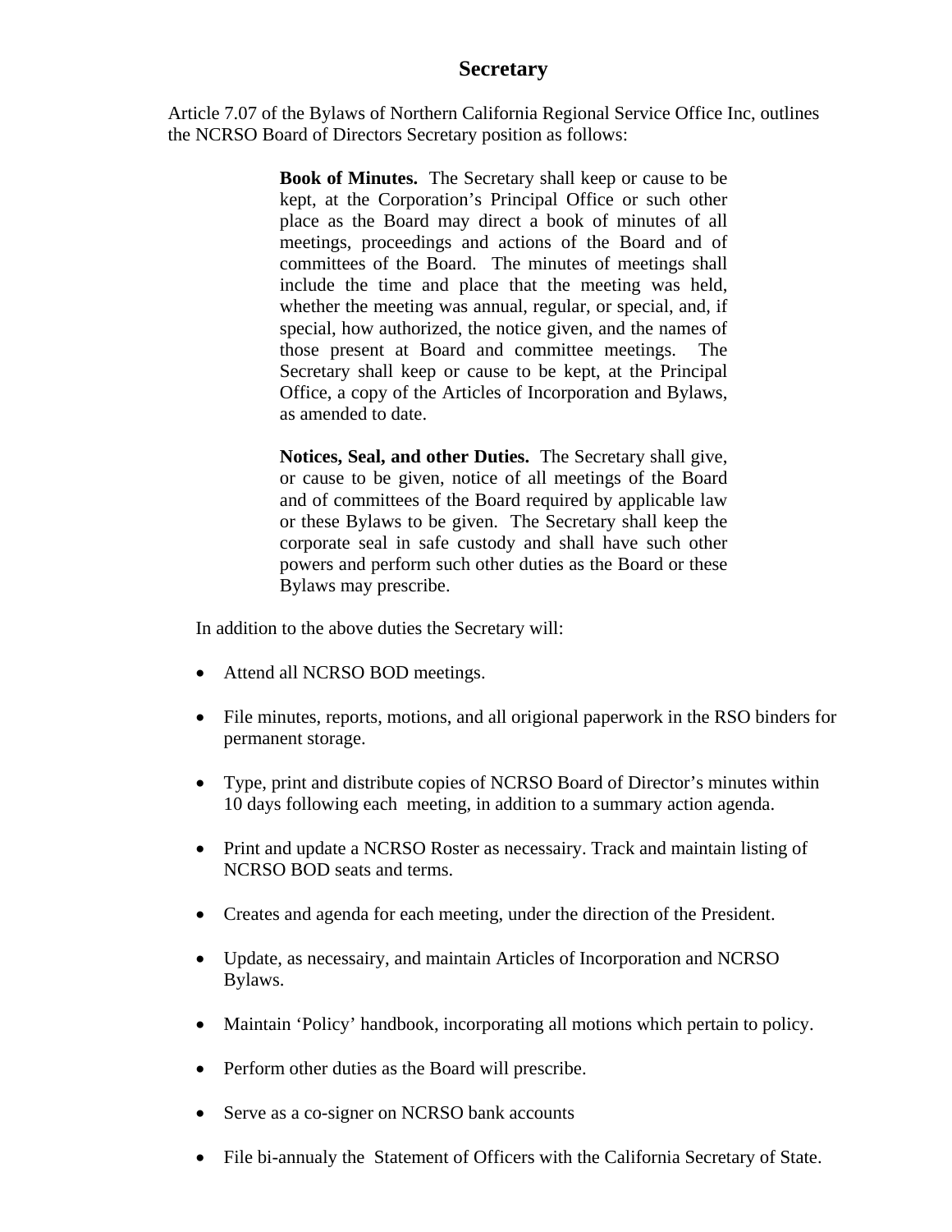# Secretary

Article 7.07 of the Bylaws of Northern California Regional Service Office Inc, outlines the NCRSO Board of Directors Secretary position as follows:

> **Book of Minutes.** The Secretary shall keep or cause to be kept, at the Corporation's Principal Office or such other place as the Board may direct a book of minutes of all meetings, proceedings and actions of the Board and of committees of the Board. The minutes of meetings shall include the time and place that the meeting was held, whether the meeting was annual, regular, or special, and, if special, how authorized, the notice given, and the names of those present at Board and committee meetings. The Secretary shall keep or cause to be kept, at the Principal Office, a copy of the Articles of Incorporation and Bylaws, as amended to date.
>
> **Notices, Seal, and other Duties.** The Secretary shall give, or cause to be given, notice of all meetings of the Board and of committees of the Board required by applicable law or these Bylaws to be given. The Secretary shall keep the corporate seal in safe custody and shall have such other powers and perform such other duties as the Board or these Bylaws may prescribe.

In addition to the above duties the Secretary will:

- Attend all NCRSO BOD meetings.
- File minutes, reports, motions, and all origional paperwork in the RSO binders for permanent storage.
- Type, print and distribute copies of NCRSO Board of Director's minutes within 10 days following each meeting, in addition to a summary action agenda.
- Print and update a NCRSO Roster as necessairy. Track and maintain listing of NCRSO BOD seats and terms.
- Creates and agenda for each meeting, under the direction of the President.
- Update, as necessairy, and maintain Articles of Incorporation and NCRSO Bylaws.
- Maintain 'Policy' handbook, incorporating all motions which pertain to policy.
- Perform other duties as the Board will prescribe.
- Serve as a co-signer on NCRSO bank accounts
- File bi-annualy the Statement of Officers with the California Secretary of State.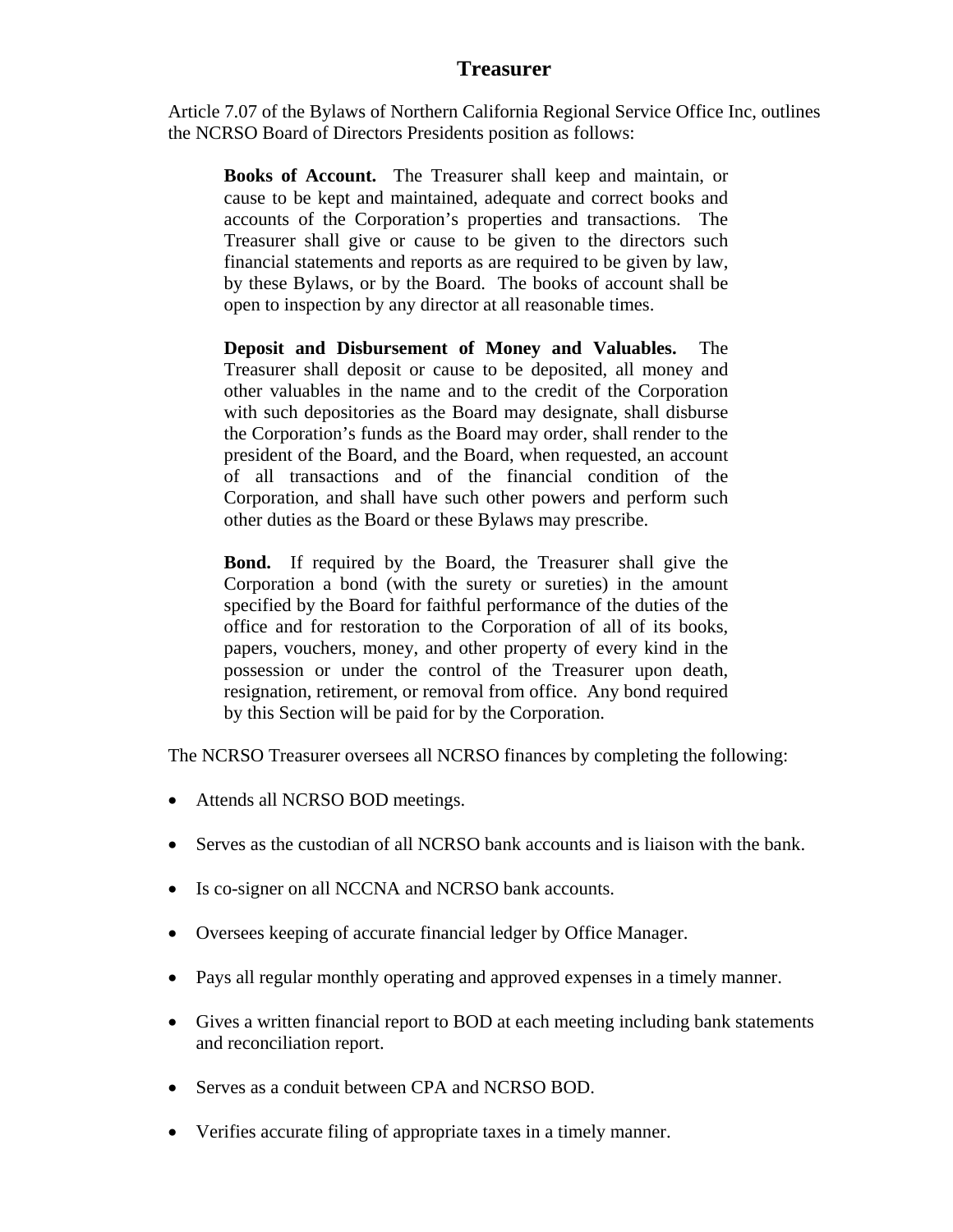# Treasurer

Article 7.07 of the Bylaws of Northern California Regional Service Office Inc, outlines the NCRSO Board of Directors Presidents position as follows:

> **Books of Account.** The Treasurer shall keep and maintain, or cause to be kept and maintained, adequate and correct books and accounts of the Corporation's properties and transactions. The Treasurer shall give or cause to be given to the directors such financial statements and reports as are required to be given by law, by these Bylaws, or by the Board. The books of account shall be open to inspection by any director at all reasonable times.
>
> **Deposit and Disbursement of Money and Valuables.** The Treasurer shall deposit or cause to be deposited, all money and other valuables in the name and to the credit of the Corporation with such depositories as the Board may designate, shall disburse the Corporation's funds as the Board may order, shall render to the president of the Board, and the Board, when requested, an account of all transactions and of the financial condition of the Corporation, and shall have such other powers and perform such other duties as the Board or these Bylaws may prescribe.
>
> **Bond.** If required by the Board, the Treasurer shall give the Corporation a bond (with the surety or sureties) in the amount specified by the Board for faithful performance of the duties of the office and for restoration to the Corporation of all of its books, papers, vouchers, money, and other property of every kind in the possession or under the control of the Treasurer upon death, resignation, retirement, or removal from office. Any bond required by this Section will be paid for by the Corporation.

The NCRSO Treasurer oversees all NCRSO finances by completing the following:

- Attends all NCRSO BOD meetings.
- Serves as the custodian of all NCRSO bank accounts and is liaison with the bank.
- Is co-signer on all NCCNA and NCRSO bank accounts.
- Oversees keeping of accurate financial ledger by Office Manager.
- Pays all regular monthly operating and approved expenses in a timely manner.
- Gives a written financial report to BOD at each meeting including bank statements and reconciliation report.
- Serves as a conduit between CPA and NCRSO BOD.
- Verifies accurate filing of appropriate taxes in a timely manner.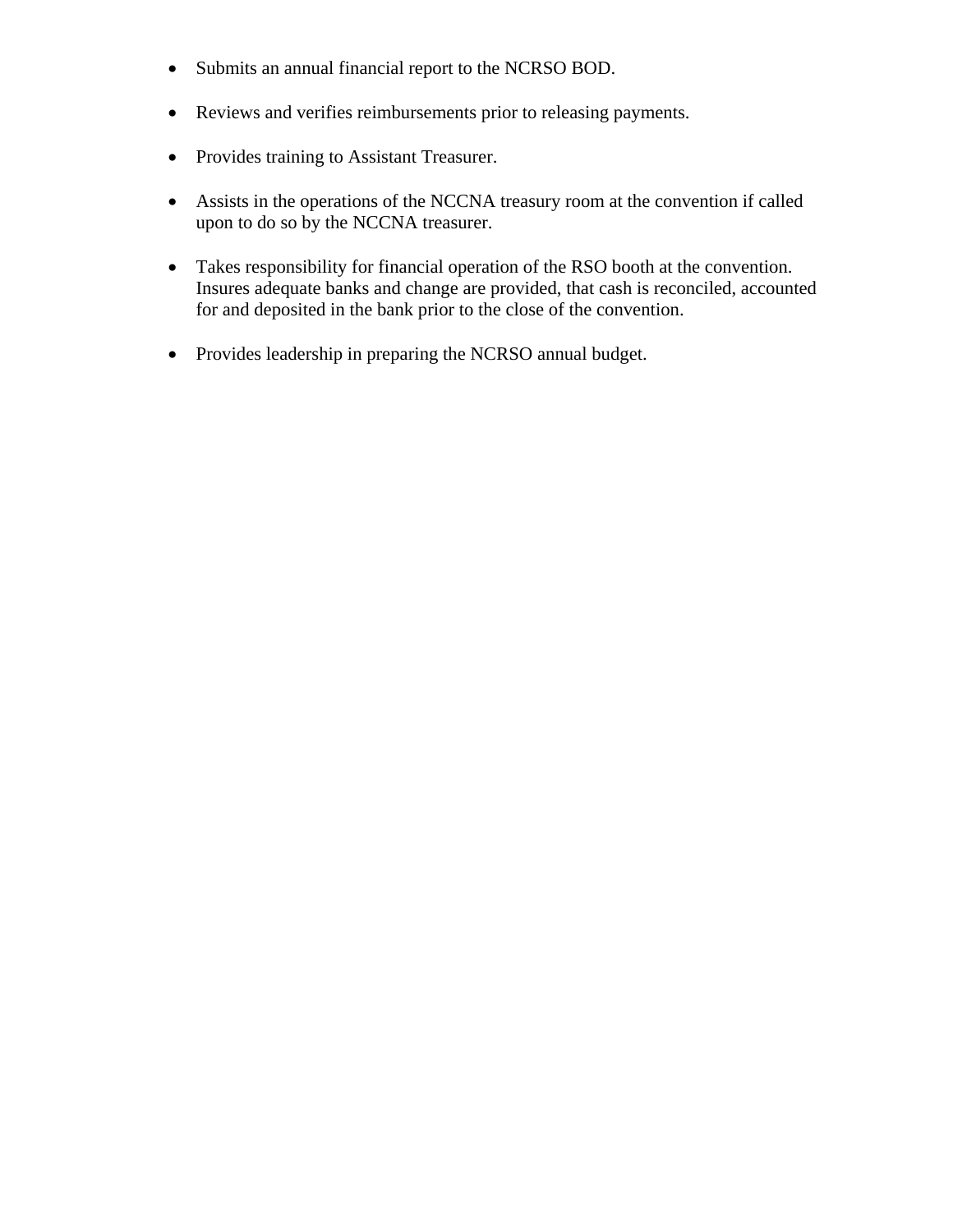- Submits an annual financial report to the NCRSO BOD.
- Reviews and verifies reimbursements prior to releasing payments.
- Provides training to Assistant Treasurer.
- Assists in the operations of the NCCNA treasury room at the convention if called upon to do so by the NCCNA treasurer.
- Takes responsibility for financial operation of the RSO booth at the convention. Insures adequate banks and change are provided, that cash is reconciled, accounted for and deposited in the bank prior to the close of the convention.
- Provides leadership in preparing the NCRSO annual budget.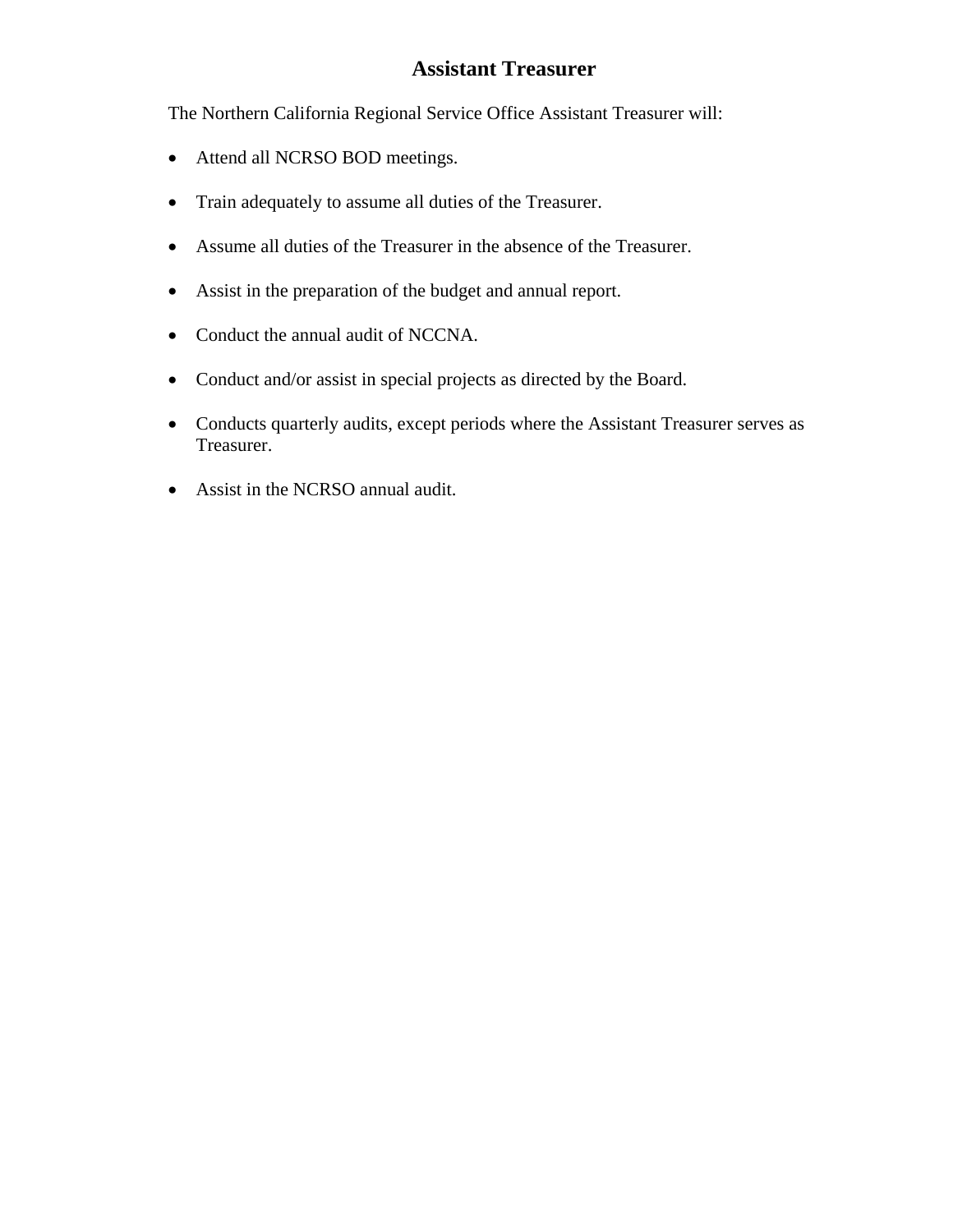# Assistant Treasurer

The Northern California Regional Service Office Assistant Treasurer will:

- Attend all NCRSO BOD meetings.
- Train adequately to assume all duties of the Treasurer.
- Assume all duties of the Treasurer in the absence of the Treasurer.
- Assist in the preparation of the budget and annual report.
- Conduct the annual audit of NCCNA.
- Conduct and/or assist in special projects as directed by the Board.
- Conducts quarterly audits, except periods where the Assistant Treasurer serves as Treasurer.
- Assist in the NCRSO annual audit.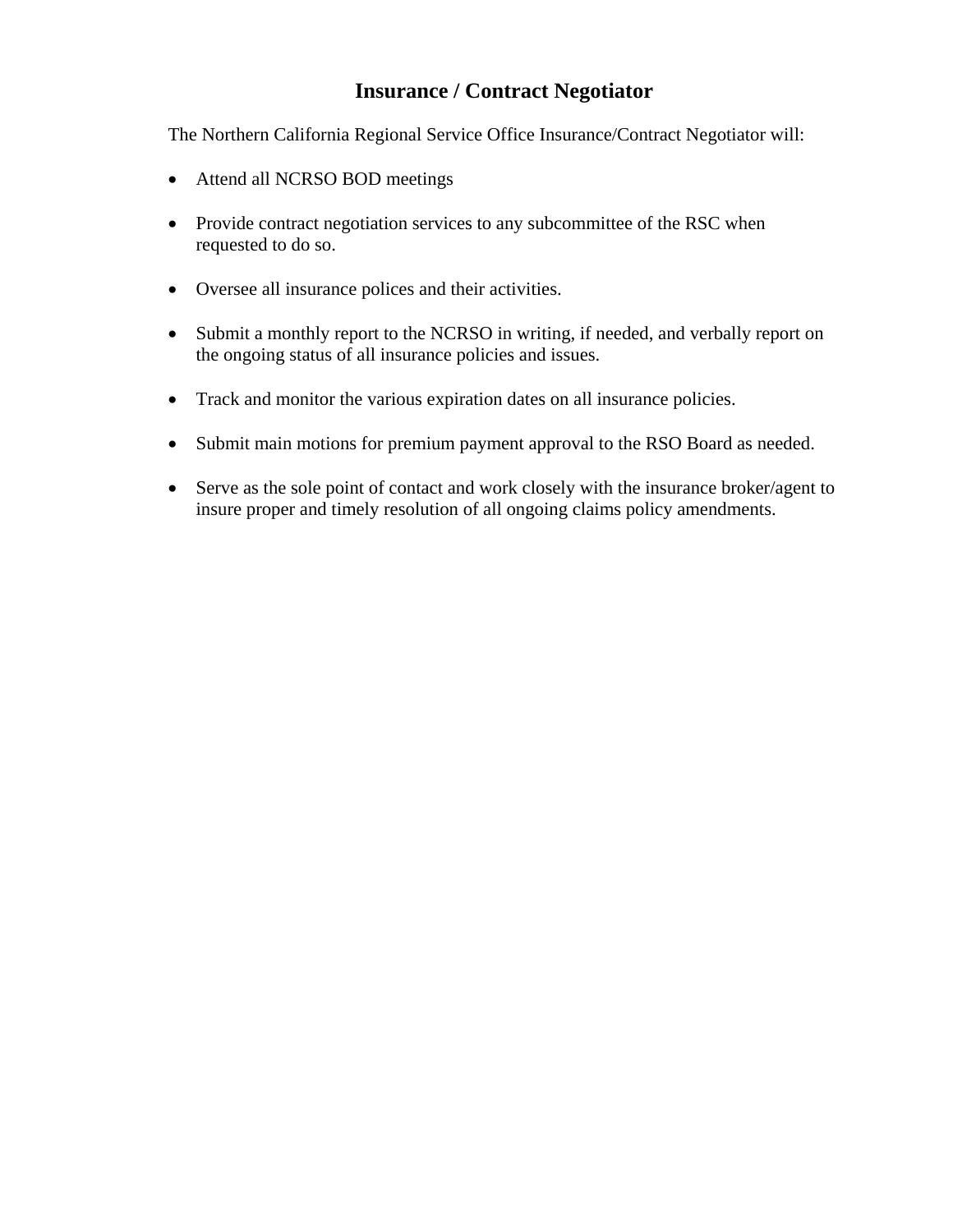# Insurance / Contract Negotiator

The Northern California Regional Service Office Insurance/Contract Negotiator will:

- Attend all NCRSO BOD meetings
- Provide contract negotiation services to any subcommittee of the RSC when requested to do so.
- Oversee all insurance polices and their activities.
- Submit a monthly report to the NCRSO in writing, if needed, and verbally report on the ongoing status of all insurance policies and issues.
- Track and monitor the various expiration dates on all insurance policies.
- Submit main motions for premium payment approval to the RSO Board as needed.
- Serve as the sole point of contact and work closely with the insurance broker/agent to insure proper and timely resolution of all ongoing claims policy amendments.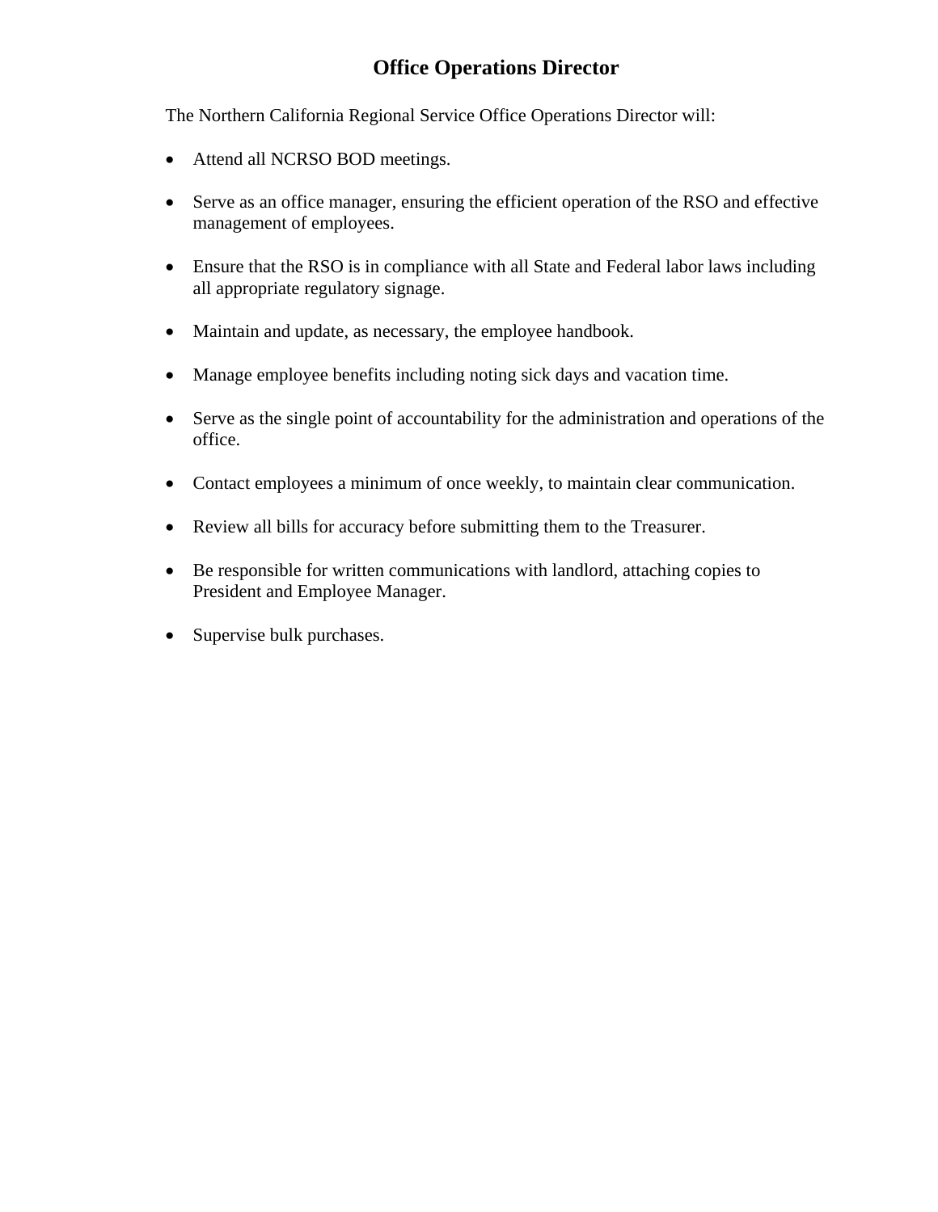# Office Operations Director

The Northern California Regional Service Office Operations Director will:

- Attend all NCRSO BOD meetings.
- Serve as an office manager, ensuring the efficient operation of the RSO and effective management of employees.
- Ensure that the RSO is in compliance with all State and Federal labor laws including all appropriate regulatory signage.
- Maintain and update, as necessary, the employee handbook.
- Manage employee benefits including noting sick days and vacation time.
- Serve as the single point of accountability for the administration and operations of the office.
- Contact employees a minimum of once weekly, to maintain clear communication.
- Review all bills for accuracy before submitting them to the Treasurer.
- Be responsible for written communications with landlord, attaching copies to President and Employee Manager.
- Supervise bulk purchases.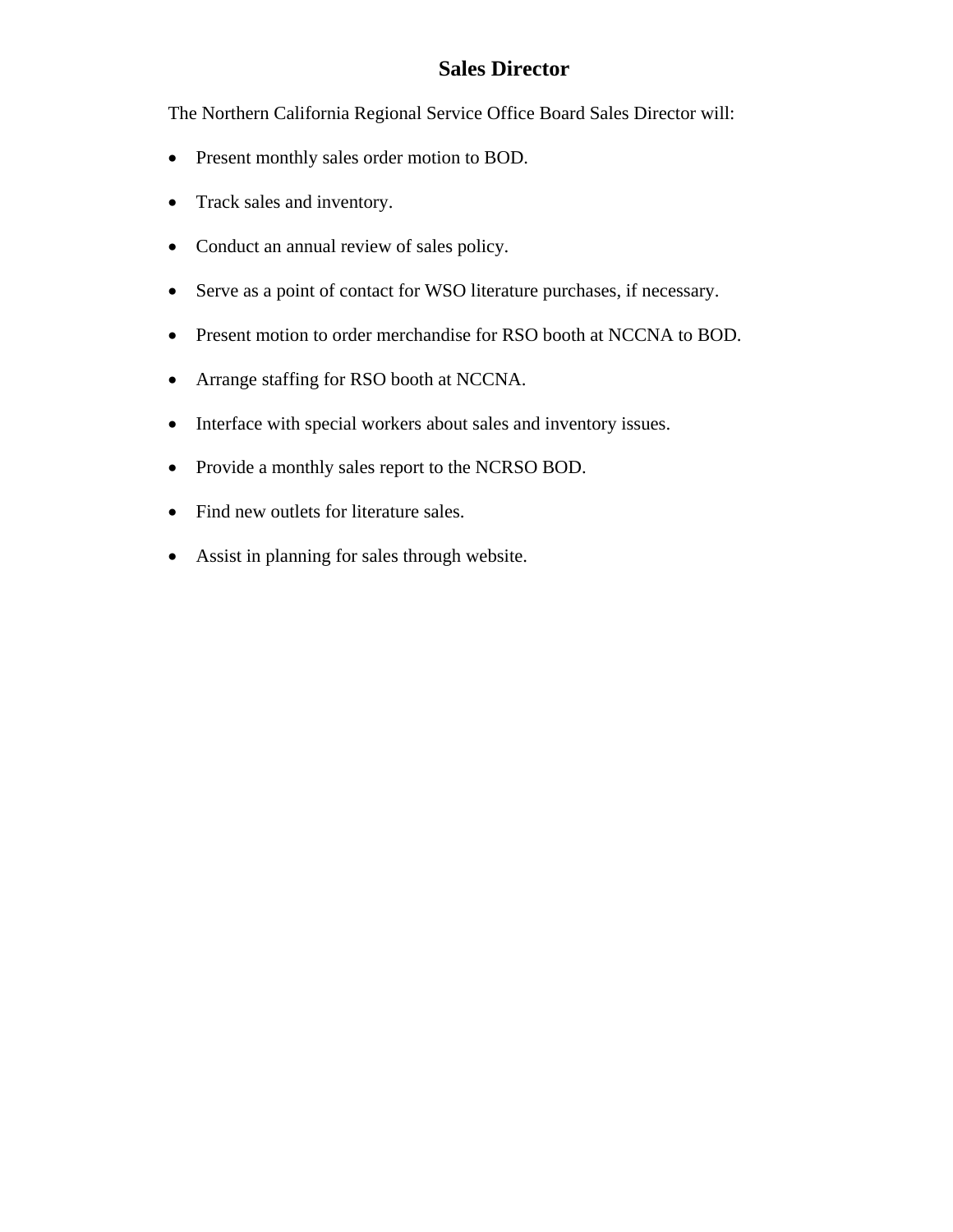# Sales Director

The Northern California Regional Service Office Board Sales Director will:

- Present monthly sales order motion to BOD.
- Track sales and inventory.
- Conduct an annual review of sales policy.
- Serve as a point of contact for WSO literature purchases, if necessary.
- Present motion to order merchandise for RSO booth at NCCNA to BOD.
- Arrange staffing for RSO booth at NCCNA.
- Interface with special workers about sales and inventory issues.
- Provide a monthly sales report to the NCRSO BOD.
- Find new outlets for literature sales.
- Assist in planning for sales through website.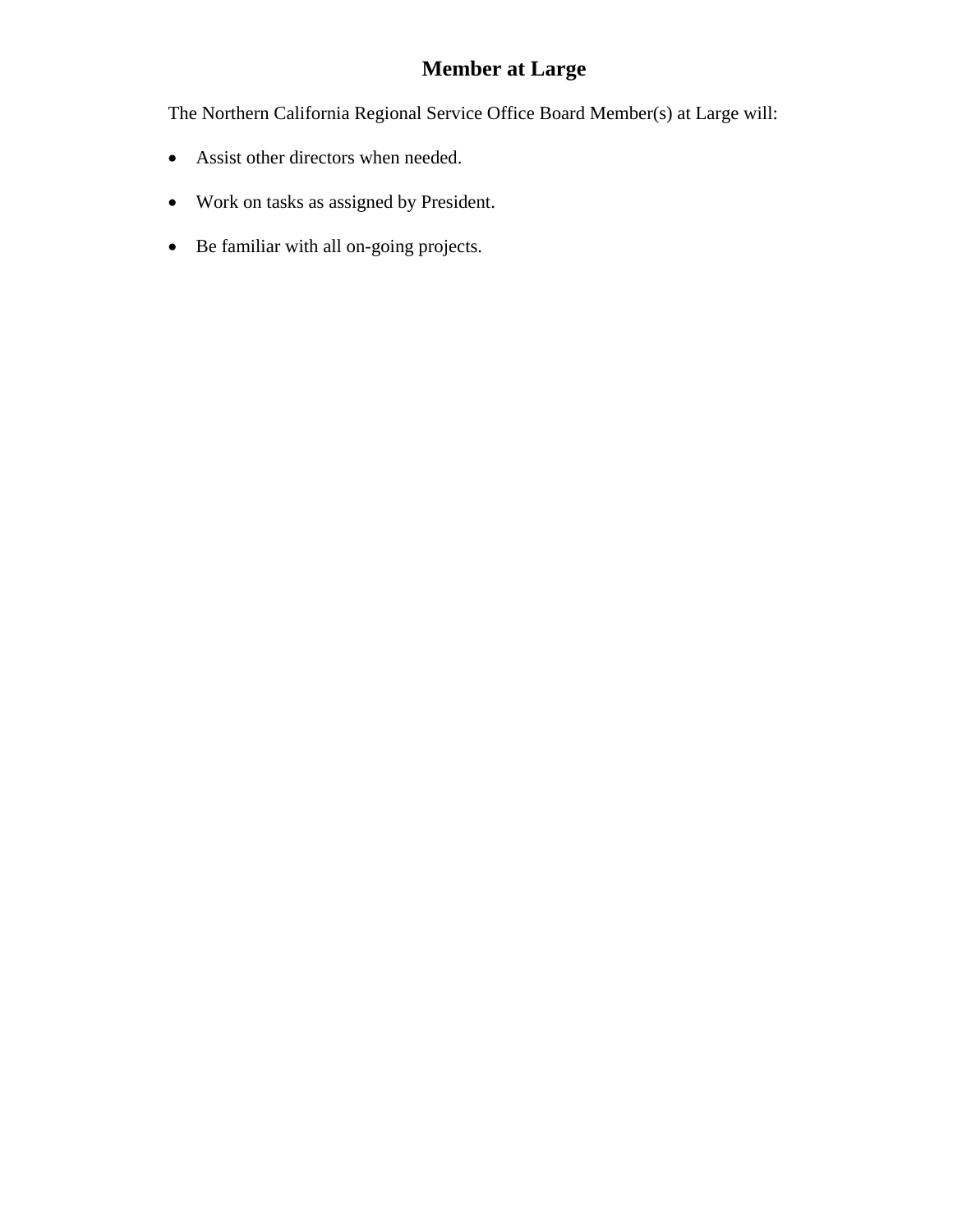# Member at Large

The Northern California Regional Service Office Board Member(s) at Large will:

- Assist other directors when needed.
- Work on tasks as assigned by President.
- Be familiar with all on-going projects.